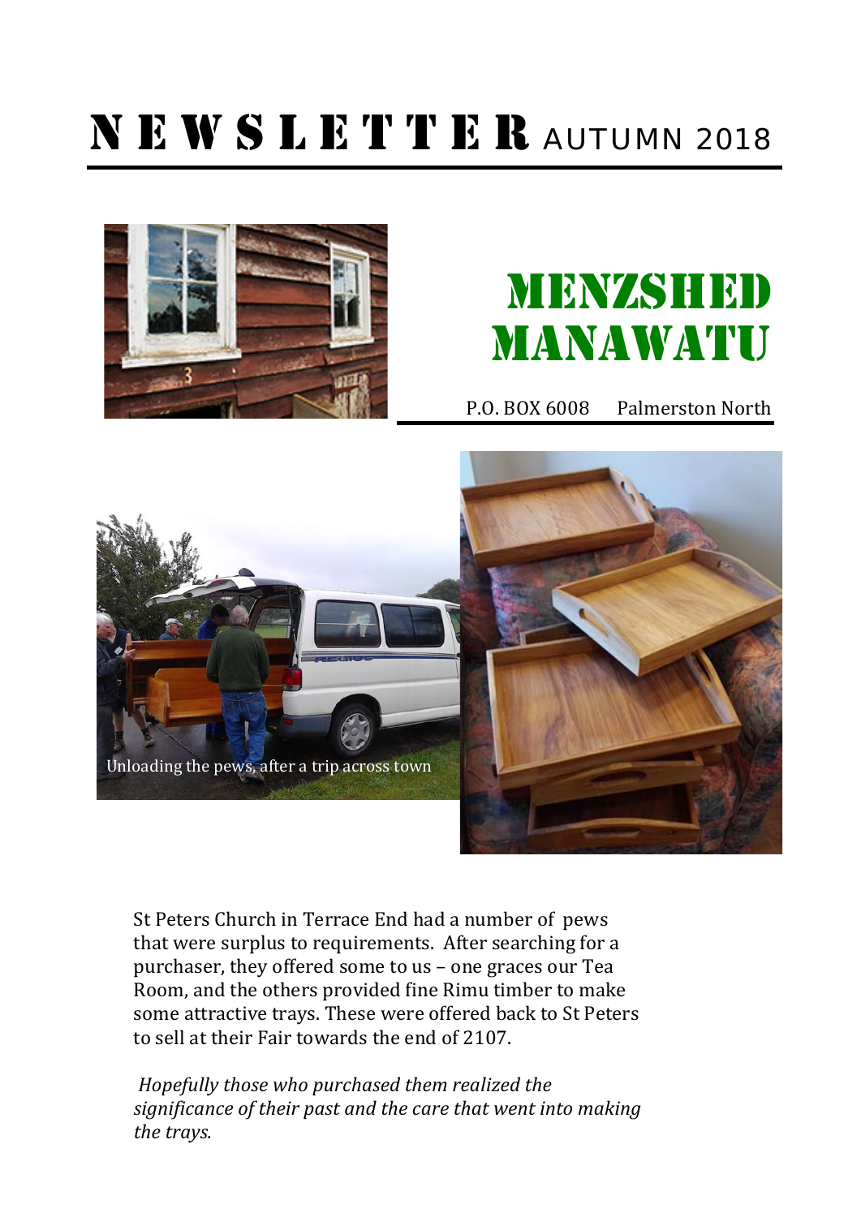# NEWSLETTER AUTUMN 2018

# MENZSHED MANAWATU

P.O. BOX 6008 Palmerston North

Unloading the pews, after a trip across town

St Peters Church in Terrace End had a number of pews that were surplus to requirements. After searching for a purchaser, they offered some to us – one graces our Tea Room, and the others provided fine Rimu timber to make some attractive trays. These were offered back to St Peters to sell at their Fair towards the end of 2107.

*Hopefully those who purchased them realized the significance of their past and the care that went into making the trays.*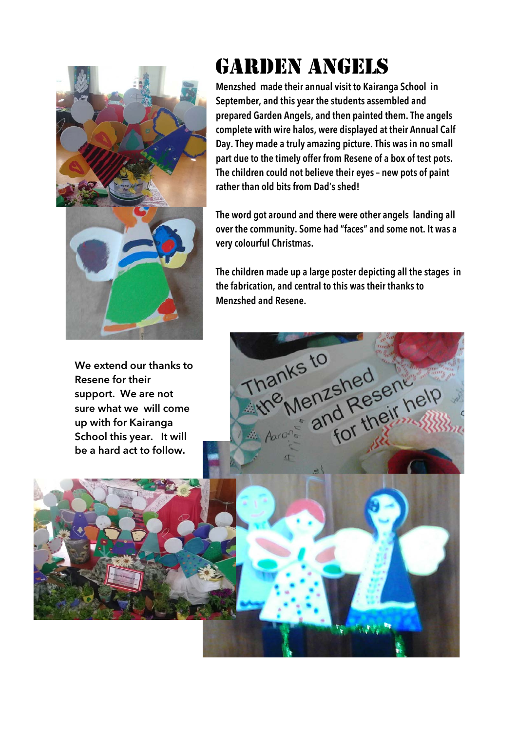# Garden Angels

Menzshed made their annual visit to Kairanga School in September, and this year the students assembled and prepared Garden Angels, and then painted them. The angels complete with wire halos, were displayed at their Annual Calf Day. They made a truly amazing picture. This was in no small part due to the timely offer from Resene of a box of test pots. The children could not believe their eyes – new pots of paint rather than old bits from Dad's shed!

The word got around and there were other angels landing all over the community. Some had "faces" and some not. It was a very colourful Christmas.

The children made up a large poster depicting all the stages in the fabrication, and central to this was their thanks to Menzshed and Resene.

We extend our thanks to Resene for their support. We are not sure what we will come up with for Kairanga School this year. It will be a hard act to follow.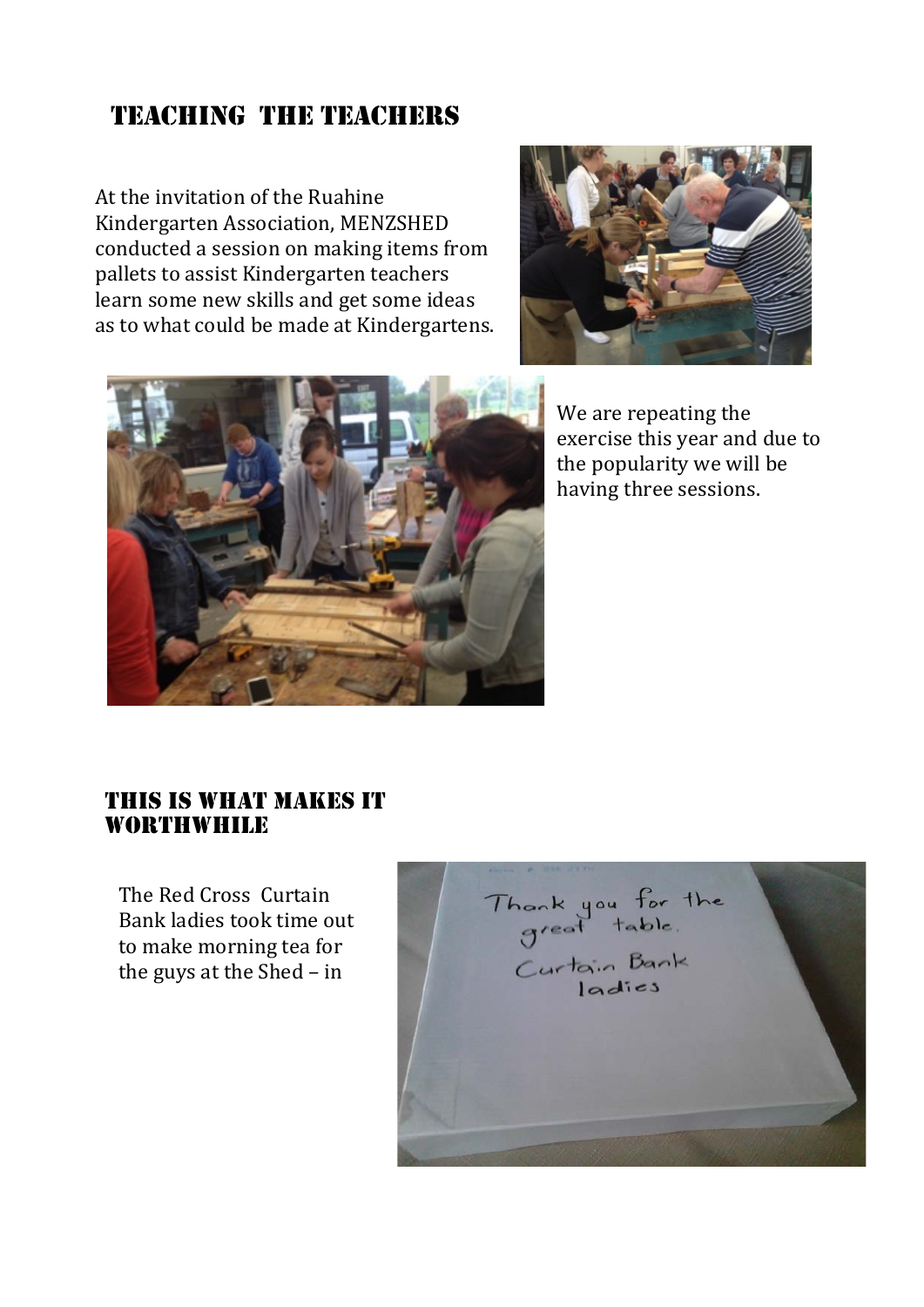# TEACHING THE TEACHERS

At the invitation of the Ruahine Kindergarten Association, MENZSHED conducted a session on making items from pallets to assist Kindergarten teachers learn some new skills and get some ideas as to what could be made at Kindergartens.

We are repeating the exercise this year and due to the popularity we will be having three sessions.

## THIS IS WHAT MAKES IT WORTHWHILE

The Red Cross Curtain Bank ladies took time out to make morning tea for the guys at the Shed – in

Thank you for the great table.

Curtain Bank ladies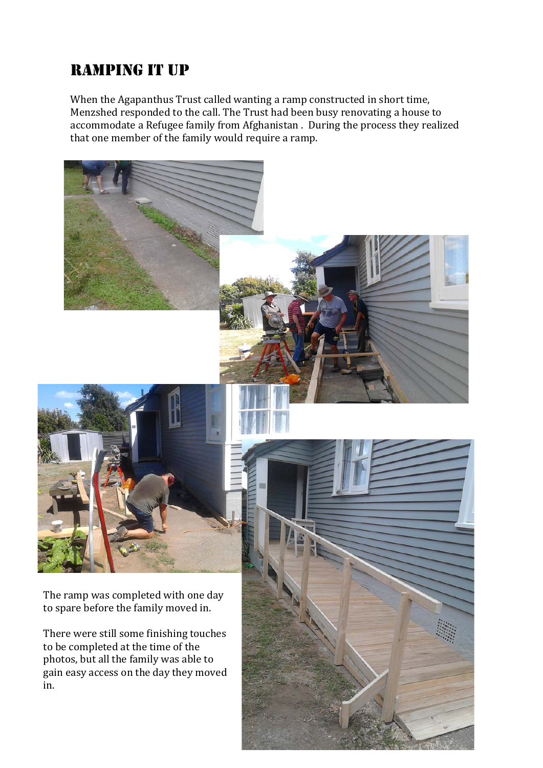# RAMPING IT UP

When the Agapanthus Trust called wanting a ramp constructed in short time, Menzshed responded to the call. The Trust had been busy renovating a house to accommodate a Refugee family from Afghanistan . During the process they realized that one member of the family would require a ramp.

The ramp was completed with one day to spare before the family moved in.

There were still some finishing touches to be completed at the time of the photos, but all the family was able to gain easy access on the day they moved in.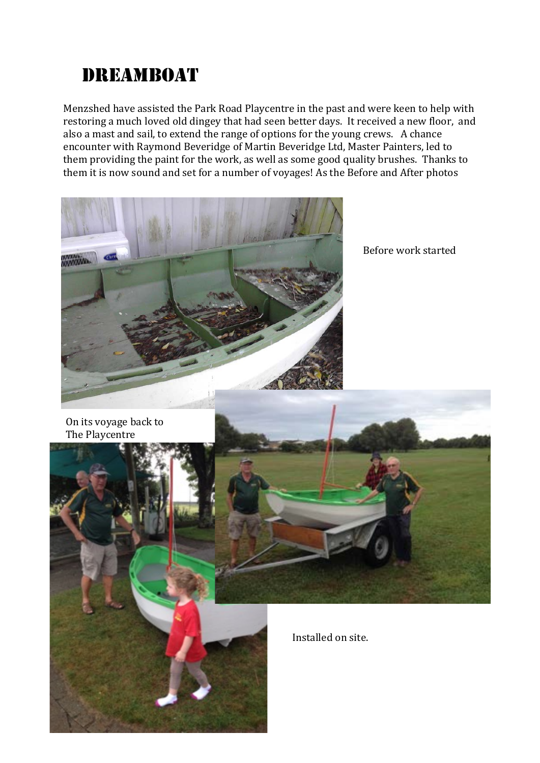# DREAMBOAT

Menzshed have assisted the Park Road Playcentre in the past and were keen to help with restoring a much loved old dingey that had seen better days. It received a new floor, and also a mast and sail, to extend the range of options for the young crews. A chance encounter with Raymond Beveridge of Martin Beveridge Ltd, Master Painters, led to them providing the paint for the work, as well as some good quality brushes. Thanks to them it is now sound and set for a number of voyages! As the Before and After photos

Before work started

On its voyage back to The Playcentre

Installed on site.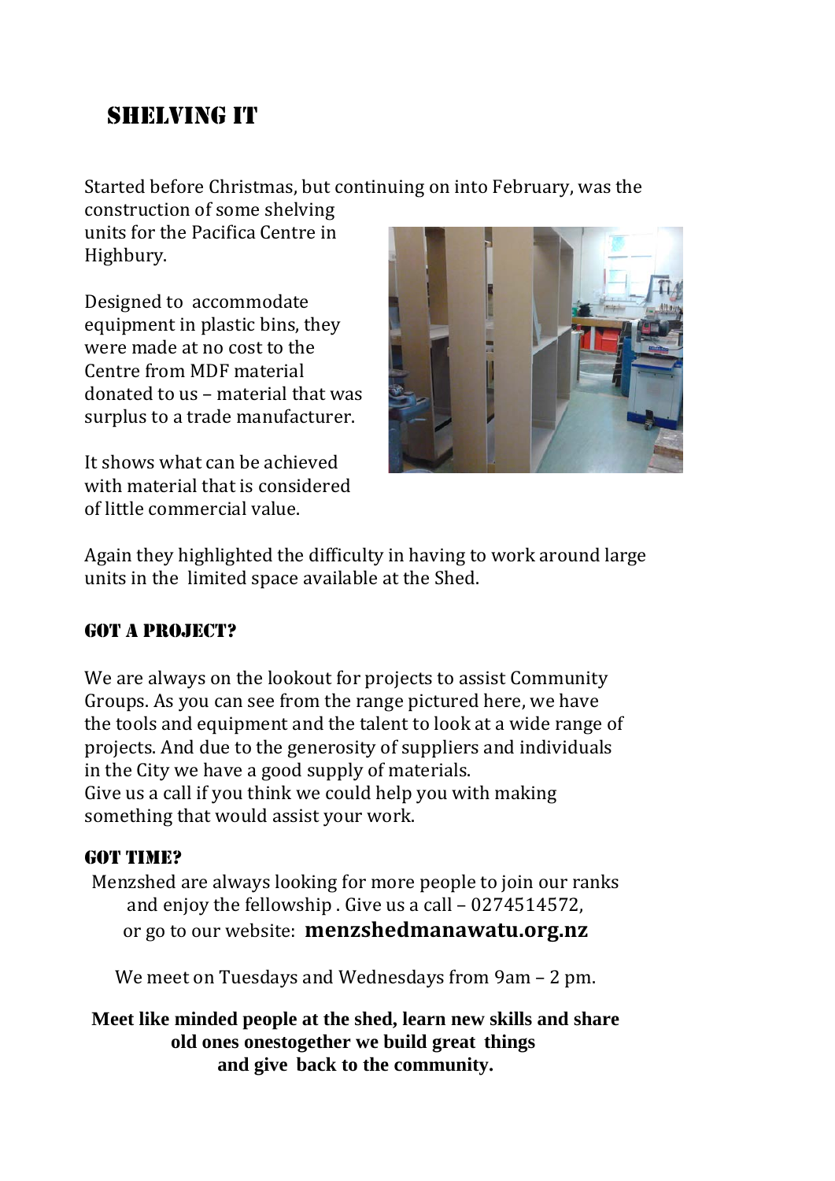## SHELVING IT

Started before Christmas, but continuing on into February, was the construction of some shelving units for the Pacifica Centre in Highbury.

Designed to accommodate equipment in plastic bins, they were made at no cost to the Centre from MDF material donated to us – material that was surplus to a trade manufacturer.

It shows what can be achieved with material that is considered of little commercial value.

Again they highlighted the difficulty in having to work around large units in the limited space available at the Shed.

### GOT A PROJECT?

We are always on the lookout for projects to assist Community Groups. As you can see from the range pictured here, we have the tools and equipment and the talent to look at a wide range of projects. And due to the generosity of suppliers and individuals in the City we have a good supply of materials.
Give us a call if you think we could help you with making something that would assist your work.

### GOT TIME?

Menzshed are always looking for more people to join our ranks and enjoy the fellowship . Give us a call – 0274514572, or go to our website: **menzshedmanawatu.org.nz**

We meet on Tuesdays and Wednesdays from 9am – 2 pm.

**Meet like minded people at the shed, learn new skills and share old ones onestogether we build great things and give back to the community.**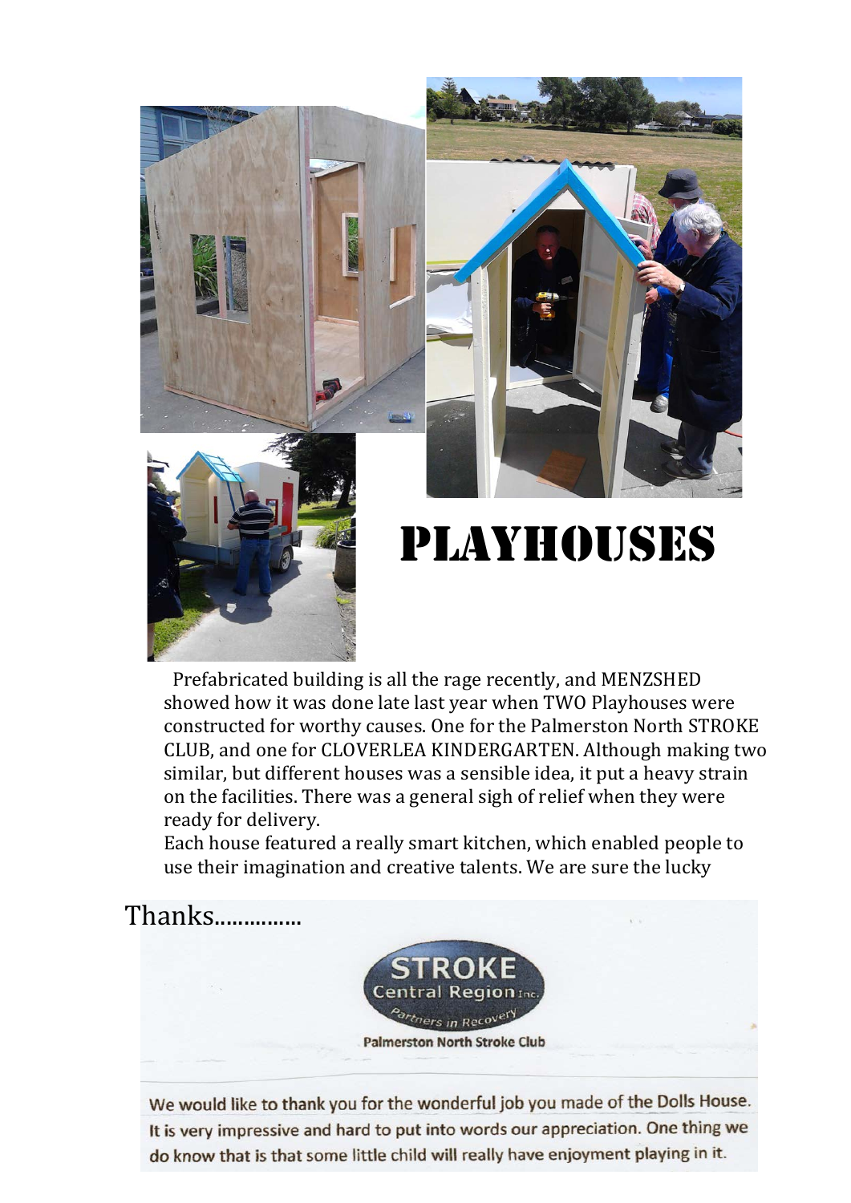# PLAYHOUSES

Prefabricated building is all the rage recently, and MENZSHED showed how it was done late last year when TWO Playhouses were constructed for worthy causes. One for the Palmerston North STROKE CLUB, and one for CLOVERLEA KINDERGARTEN. Although making two similar, but different houses was a sensible idea, it put a heavy strain on the facilities. There was a general sigh of relief when they were ready for delivery.

Each house featured a really smart kitchen, which enabled people to use their imagination and creative talents. We are sure the lucky

Thanks..............

STROKE Central Region Inc.

Partners in Recovery

Palmerston North Stroke Club

We would like to thank you for the wonderful job you made of the Dolls House. It is very impressive and hard to put into words our appreciation. One thing we do know that is that some little child will really have enjoyment playing in it.